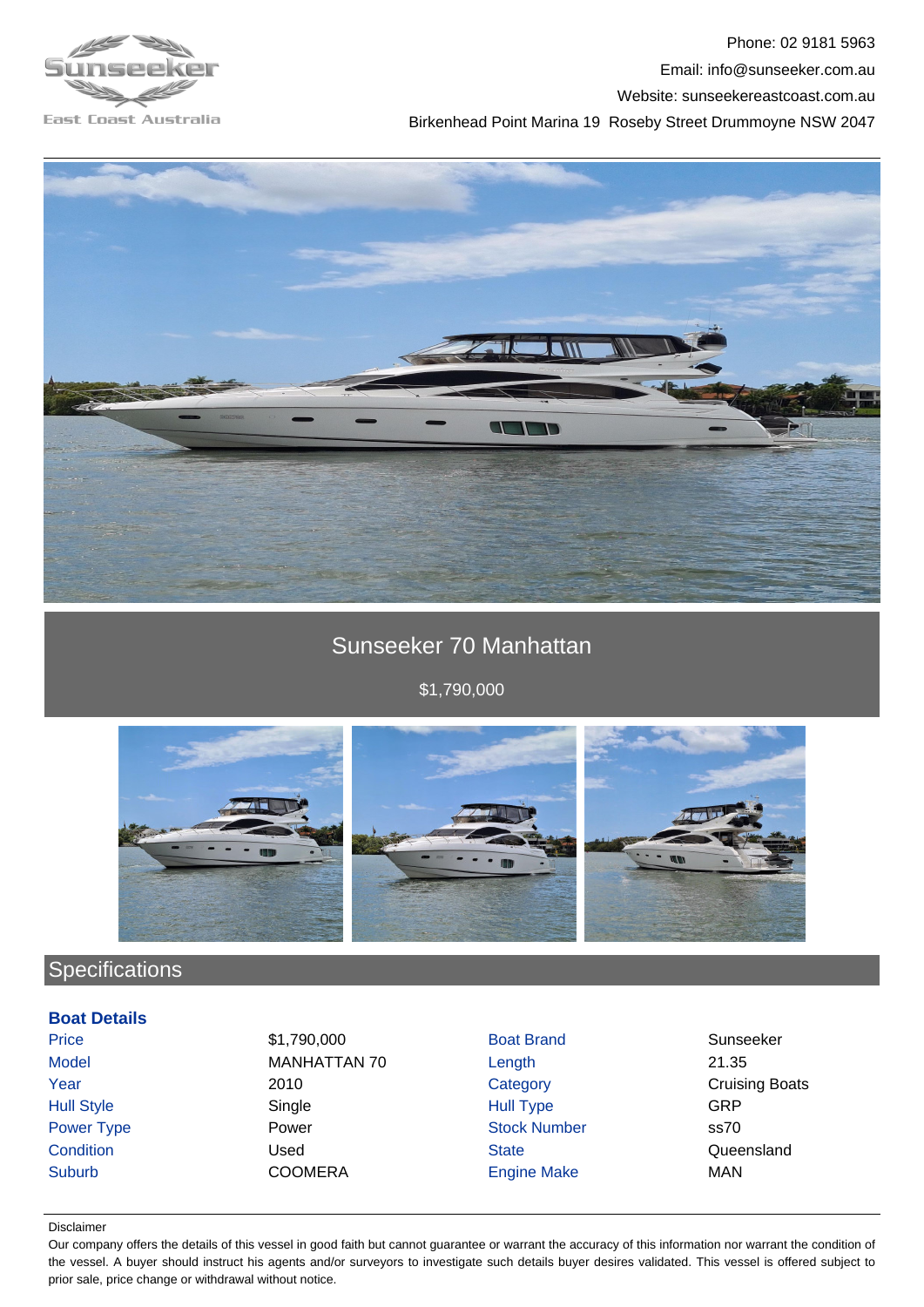Sunseeker East Coast Australia

Phone: 02 9181 5963
Email: info@sunseeker.com.au
Website: sunseekereastcoast.com.au
Birkenhead Point Marina 19 Roseby Street Drummoyne NSW 2047

# Sunseeker 70 Manhattan

$1,790,000

## Specifications

### Boat Details

| | | | |
|---|---|---|---|
| Price | $1,790,000 | Boat Brand | Sunseeker |
| Model | MANHATTAN 70 | Length | 21.35 |
| Year | 2010 | Category | Cruising Boats |
| Hull Style | Single | Hull Type | GRP |
| Power Type | Power | Stock Number | ss70 |
| Condition | Used | State | Queensland |
| Suburb | COOMERA | Engine Make | MAN |

Disclaimer

Our company offers the details of this vessel in good faith but cannot guarantee or warrant the accuracy of this information nor warrant the condition of the vessel. A buyer should instruct his agents and/or surveyors to investigate such details buyer desires validated. This vessel is offered subject to prior sale, price change or withdrawal without notice.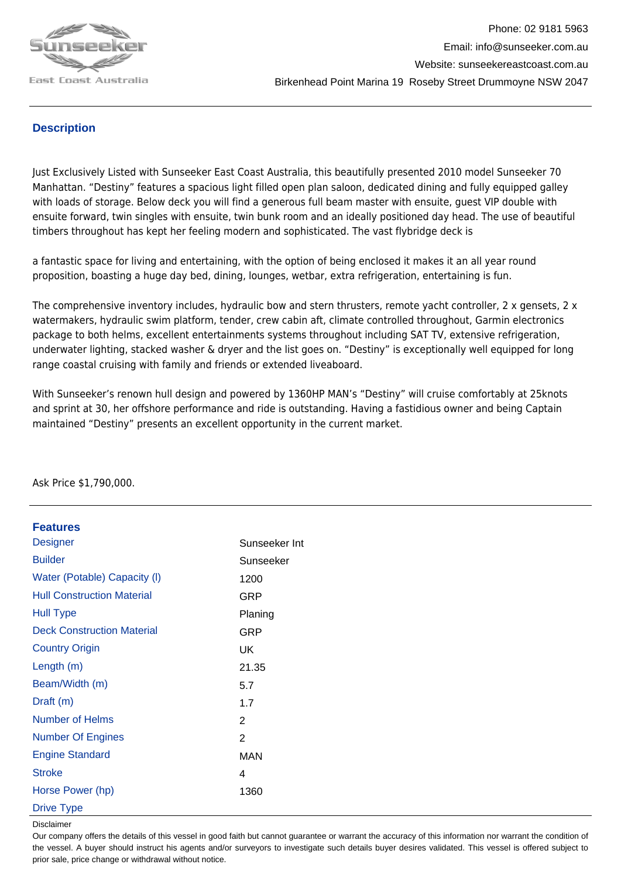Phone: 02 9181 5963

Email: info@sunseeker.com.au

Website: sunseekereastcoast.com.au

Birkenhead Point Marina 19 Roseby Street Drummoyne NSW 2047

## Description

Just Exclusively Listed with Sunseeker East Coast Australia, this beautifully presented 2010 model Sunseeker 70 Manhattan. “Destiny” features a spacious light filled open plan saloon, dedicated dining and fully equipped galley with loads of storage. Below deck you will find a generous full beam master with ensuite, guest VIP double with ensuite forward, twin singles with ensuite, twin bunk room and an ideally positioned day head. The use of beautiful timbers throughout has kept her feeling modern and sophisticated. The vast flybridge deck is

a fantastic space for living and entertaining, with the option of being enclosed it makes it an all year round proposition, boasting a huge day bed, dining, lounges, wetbar, extra refrigeration, entertaining is fun.

The comprehensive inventory includes, hydraulic bow and stern thrusters, remote yacht controller, 2 x gensets, 2 x watermakers, hydraulic swim platform, tender, crew cabin aft, climate controlled throughout, Garmin electronics package to both helms, excellent entertainments systems throughout including SAT TV, extensive refrigeration, underwater lighting, stacked washer & dryer and the list goes on. “Destiny” is exceptionally well equipped for long range coastal cruising with family and friends or extended liveaboard.

With Sunseeker’s renown hull design and powered by 1360HP MAN’s “Destiny” will cruise comfortably at 25knots and sprint at 30, her offshore performance and ride is outstanding. Having a fastidious owner and being Captain maintained “Destiny” presents an excellent opportunity in the current market.

Ask Price $1,790,000.

## Features

| | |
|---|---|
| Designer | Sunseeker Int |
| Builder | Sunseeker |
| Water (Potable) Capacity (l) | 1200 |
| Hull Construction Material | GRP |
| Hull Type | Planing |
| Deck Construction Material | GRP |
| Country Origin | UK |
| Length (m) | 21.35 |
| Beam/Width (m) | 5.7 |
| Draft (m) | 1.7 |
| Number of Helms | 2 |
| Number Of Engines | 2 |
| Engine Standard | MAN |
| Stroke | 4 |
| Horse Power (hp) | 1360 |
| Drive Type | |

Disclaimer

Our company offers the details of this vessel in good faith but cannot guarantee or warrant the accuracy of this information nor warrant the condition of the vessel. A buyer should instruct his agents and/or surveyors to investigate such details buyer desires validated. This vessel is offered subject to prior sale, price change or withdrawal without notice.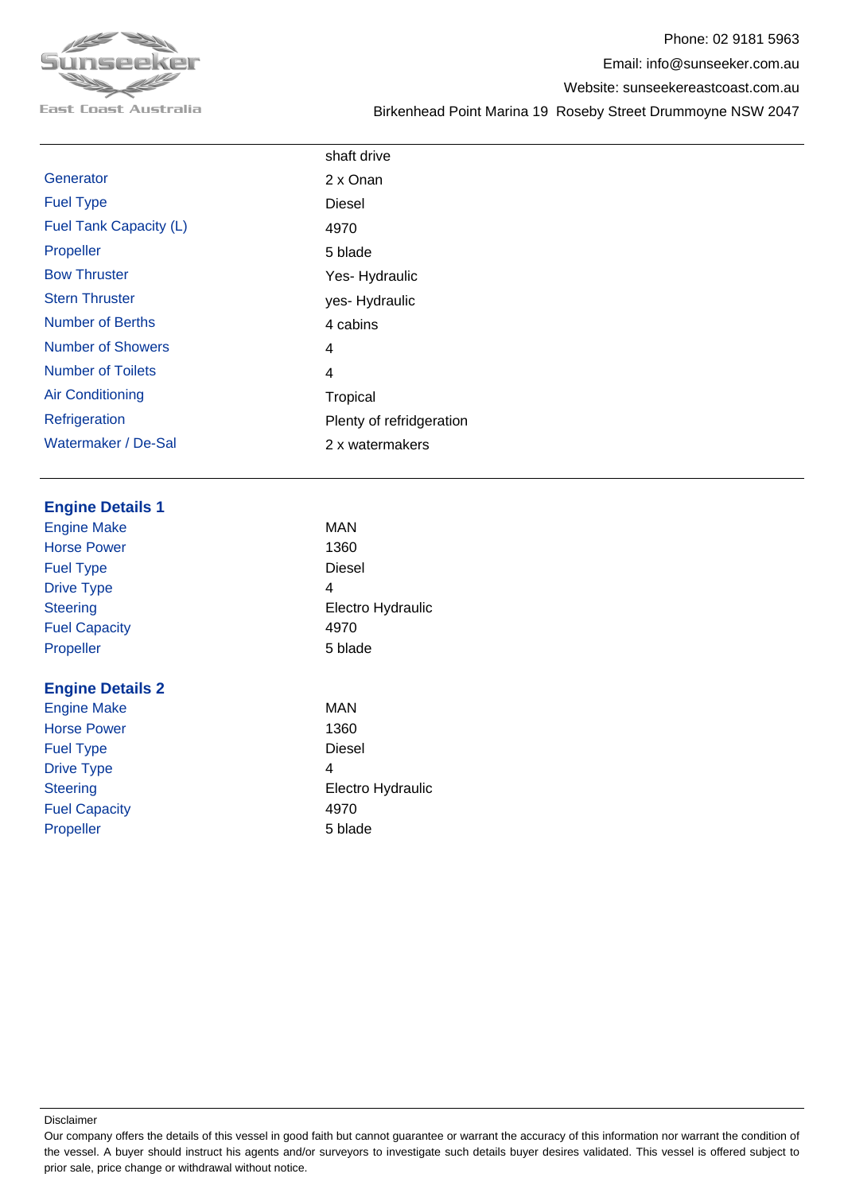| | |
|---|---|
| | shaft drive |
| Generator | 2 x Onan |
| Fuel Type | Diesel |
| Fuel Tank Capacity (L) | 4970 |
| Propeller | 5 blade |
| Bow Thruster | Yes- Hydraulic |
| Stern Thruster | yes- Hydraulic |
| Number of Berths | 4 cabins |
| Number of Showers | 4 |
| Number of Toilets | 4 |
| Air Conditioning | Tropical |
| Refrigeration | Plenty of refridgeration |
| Watermaker / De-Sal | 2 x watermakers |

## Engine Details 1

| | |
|---|---|
| Engine Make | MAN |
| Horse Power | 1360 |
| Fuel Type | Diesel |
| Drive Type | 4 |
| Steering | Electro Hydraulic |
| Fuel Capacity | 4970 |
| Propeller | 5 blade |

## Engine Details 2

| | |
|---|---|
| Engine Make | MAN |
| Horse Power | 1360 |
| Fuel Type | Diesel |
| Drive Type | 4 |
| Steering | Electro Hydraulic |
| Fuel Capacity | 4970 |
| Propeller | 5 blade |

Disclaimer

Our company offers the details of this vessel in good faith but cannot guarantee or warrant the accuracy of this information nor warrant the condition of the vessel. A buyer should instruct his agents and/or surveyors to investigate such details buyer desires validated. This vessel is offered subject to prior sale, price change or withdrawal without notice.